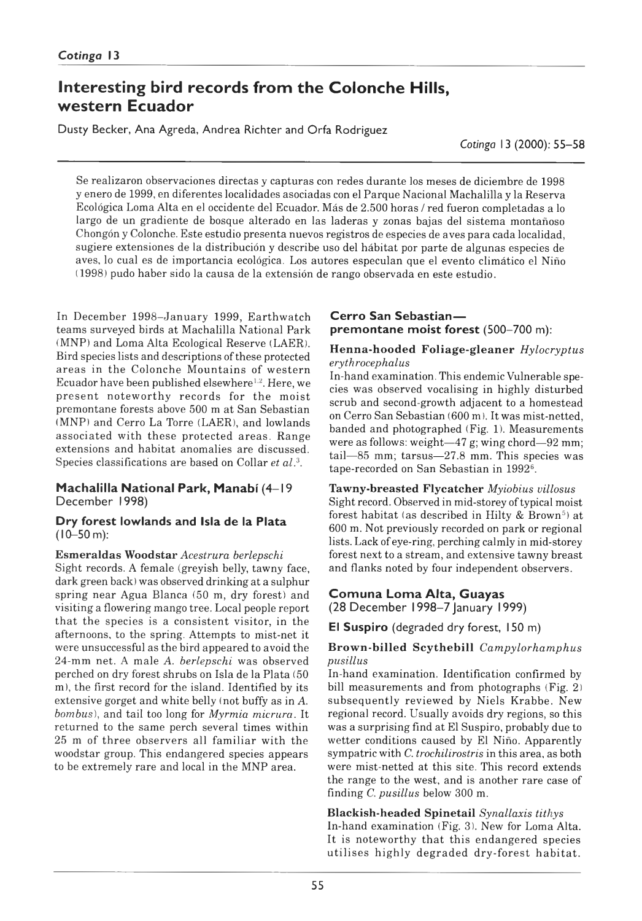# Interesting bird records from the Colonche Hills, western Ecuador

Dusty Becker, Ana Agreda, Andrea Richter and Orfa Rodriguez

Se realizaron observaciones directas y capturas con redes durante los meses de diciembre de 1998 y enero de 1999, en diferentes localidades asociadas con el Parque Nacional Machalilla y la Reserva Ecológica Loma Alta en el occidente del Ecuador. Más de 2.500 horas / red fueron completadas a lo largo de un gradiente de bosque alterado en las laderas y zonas bajas del sistema montañoso Chongón y Colonche. Este estudio presenta nuevos registros de especies de aves para cada localidad, sugiere extensiones de la distribución y describe uso del hábitat por parte de algunas especies de aves, lo cual es de importancia ecológica. Los autores especulan que el evento climático el Niño (1998) pudo haber sido la causa de la extensión de rango observada en este estudio.

In December 1998–January 1999, Earthwatch teams surveyed birds at Machalilla National Park (MNP) and Loma Alta Ecological Reserve (LAER). Bird species lists and descriptions of these protected areas in the Colonche Mountains of western Ecuador have been published elsewhere[1,2]. Here, we present noteworthy records for the moist premontane forests above 500 m at San Sebastian (MNP) and Cerro La Torre (LAER), and lowlands associated with these protected areas. Range extensions and habitat anomalies are discussed. Species classifications are based on Collar *et al.*[3].

## Machalilla National Park, Manabí (4–19 December 1998)

### Dry forest lowlands and Isla de la Plata (10–50 m):

**Esmeraldas Woodstar** *Acestrura berlepschi*
Sight records. A female (greyish belly, tawny face, dark green back) was observed drinking at a sulphur spring near Agua Blanca (50 m, dry forest) and visiting a flowering mango tree. Local people report that the species is a consistent visitor, in the afternoons, to the spring. Attempts to mist-net it were unsuccessful as the bird appeared to avoid the 24-mm net. A male *A. berlepschi* was observed perched on dry forest shrubs on Isla de la Plata (50 m), the first record for the island. Identified by its extensive gorget and white belly (not buffy as in *A. bombus*), and tail too long for *Myrmia micrura*. It returned to the same perch several times within 25 m of three observers all familiar with the woodstar group. This endangered species appears to be extremely rare and local in the MNP area.

### Cerro San Sebastian—premontane moist forest (500–700 m):

**Henna-hooded Foliage-gleaner** *Hylocryptus erythrocephalus*
In-hand examination. This endemic Vulnerable species was observed vocalising in highly disturbed scrub and second-growth adjacent to a homestead on Cerro San Sebastian (600 m). It was mist-netted, banded and photographed (Fig. 1). Measurements were as follows: weight—47 g; wing chord—92 mm; tail—85 mm; tarsus—27.8 mm. This species was tape-recorded on San Sebastian in 1992[6].

**Tawny-breasted Flycatcher** *Myiobius villosus*
Sight record. Observed in mid-storey of typical moist forest habitat (as described in Hilty & Brown[5]) at 600 m. Not previously recorded on park or regional lists. Lack of eye-ring, perching calmly in mid-storey forest next to a stream, and extensive tawny breast and flanks noted by four independent observers.

## Comuna Loma Alta, Guayas (28 December 1998–7 January 1999)

### El Suspiro (degraded dry forest, 150 m)

**Brown-billed Scythebill** *Campylorhamphus pusillus*
In-hand examination. Identification confirmed by bill measurements and from photographs (Fig. 2) subsequently reviewed by Niels Krabbe. New regional record. Usually avoids dry regions, so this was a surprising find at El Suspiro, probably due to wetter conditions caused by El Niño. Apparently sympatric with *C. trochilirostris* in this area, as both were mist-netted at this site. This record extends the range to the west, and is another rare case of finding *C. pusillus* below 300 m.

**Blackish-headed Spinetail** *Synallaxis tithys*
In-hand examination (Fig. 3). New for Loma Alta. It is noteworthy that this endangered species utilises highly degraded dry-forest habitat.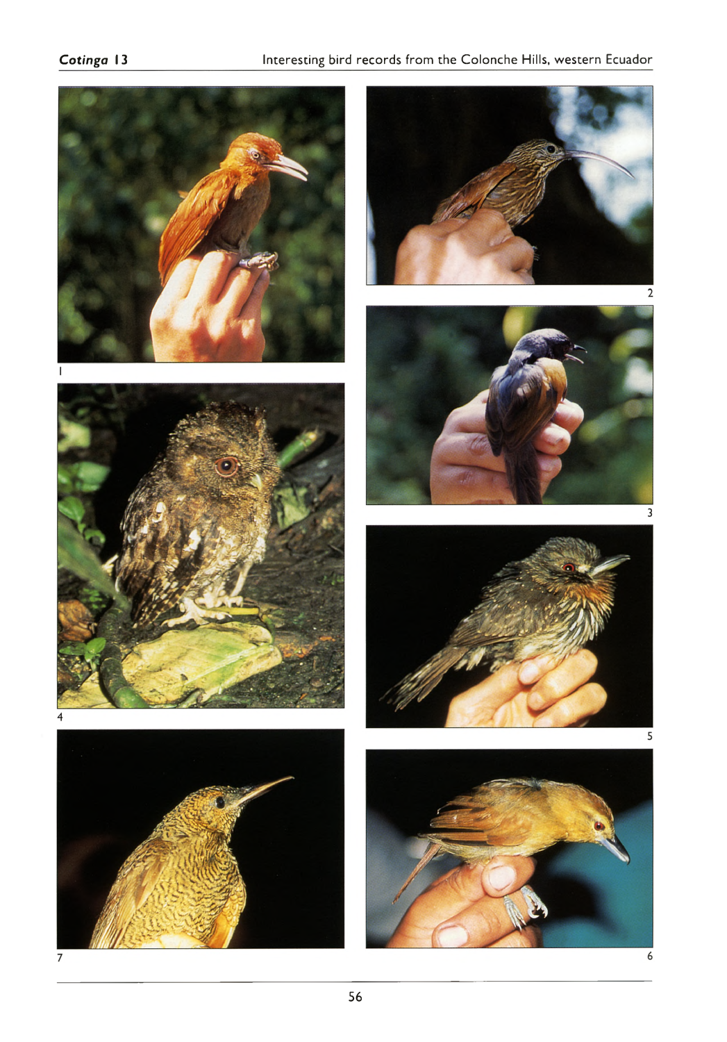1

2

3

4

5

6

7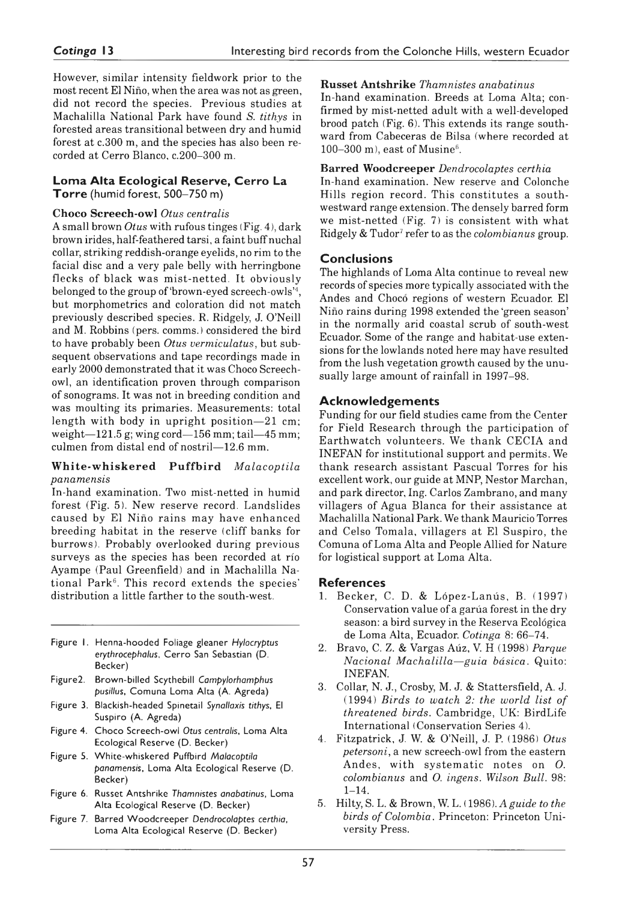However, similar intensity fieldwork prior to the most recent El Niño, when the area was not as green, did not record the species. Previous studies at Machalilla National Park have found *S. tithys* in forested areas transitional between dry and humid forest at c.300 m, and the species has also been recorded at Cerro Blanco, c.200–300 m.

## Loma Alta Ecological Reserve, Cerro La Torre (humid forest, 500–750 m)

**Choco Screech-owl** *Otus centralis*

A small brown *Otus* with rufous tinges (Fig. 4), dark brown irides, half-feathered tarsi, a faint buff nuchal collar, striking reddish-orange eyelids, no rim to the facial disc and a very pale belly with herringbone flecks of black was mist-netted. It obviously belonged to the group of 'brown-eyed screech-owls'[4], but morphometrics and coloration did not match previously described species. R. Ridgely, J. O'Neill and M. Robbins (pers. comms.) considered the bird to have probably been *Otus vermiculatus*, but subsequent observations and tape recordings made in early 2000 demonstrated that it was Choco Screech-owl, an identification proven through comparison of sonograms. It was not in breeding condition and was moulting its primaries. Measurements: total length with body in upright position—21 cm; weight—121.5 g; wing cord—156 mm; tail—45 mm; culmen from distal end of nostril—12.6 mm.

**White-whiskered Puffbird** *Malacoptila panamensis*

In-hand examination. Two mist-netted in humid forest (Fig. 5). New reserve record. Landslides caused by El Niño rains may have enhanced breeding habitat in the reserve (cliff banks for burrows). Probably overlooked during previous surveys as the species has been recorded at río Ayampe (Paul Greenfield) and in Machalilla National Park[6]. This record extends the species' distribution a little farther to the south-west.

**Russet Antshrike** *Thamnistes anabatinus*

In-hand examination. Breeds at Loma Alta; confirmed by mist-netted adult with a well-developed brood patch (Fig. 6). This extends its range southward from Cabeceras de Bilsa (where recorded at 100–300 m), east of Musine[6].

**Barred Woodcreeper** *Dendrocolaptes certhia*

In-hand examination. New reserve and Colonche Hills region record. This constitutes a southwestward range extension. The densely barred form we mist-netted (Fig. 7) is consistent with what Ridgely & Tudor[7] refer to as the *colombianus* group.

## Conclusions

The highlands of Loma Alta continue to reveal new records of species more typically associated with the Andes and Chocó regions of western Ecuador. El Niño rains during 1998 extended the 'green season' in the normally arid coastal scrub of south-west Ecuador. Some of the range and habitat-use extensions for the lowlands noted here may have resulted from the lush vegetation growth caused by the unusually large amount of rainfall in 1997–98.

## Acknowledgements

Funding for our field studies came from the Center for Field Research through the participation of Earthwatch volunteers. We thank CECIA and INEFAN for institutional support and permits. We thank research assistant Pascual Torres for his excellent work, our guide at MNP, Nestor Marchan, and park director, Ing. Carlos Zambrano, and many villagers of Agua Blanca for their assistance at Machalilla National Park. We thank Mauricio Torres and Celso Tomala, villagers at El Suspiro, the Comuna of Loma Alta and People Allied for Nature for logistical support at Loma Alta.

Figure 1. Henna-hooded Foliage gleaner *Hylocryptus erythrocephalus*, Cerro San Sebastian (D. Becker)

Figure 2. Brown-billed Scythebill *Campylorhamphus pusillus*, Comuna Loma Alta (A. Agreda)

Figure 3. Blackish-headed Spinetail *Synallaxis tithys*, El Suspiro (A. Agreda)

Figure 4. Choco Screech-owl *Otus centralis*, Loma Alta Ecological Reserve (D. Becker)

Figure 5. White-whiskered Puffbird *Malacoptila panamensis*, Loma Alta Ecological Reserve (D. Becker)

Figure 6. Russet Antshrike *Thamnistes anabatinus*, Loma Alta Ecological Reserve (D. Becker)

Figure 7. Barred Woodcreeper *Dendrocolaptes certhia*, Loma Alta Ecological Reserve (D. Becker)

## References

1. Becker, C. D. & López-Lanús, B. (1997) Conservation value of a garúa forest in the dry season: a bird survey in the Reserva Ecológica de Loma Alta, Ecuador. *Cotinga* 8: 66–74.
2. Bravo, C. Z. & Vargas Aúz, V. H (1998) *Parque Nacional Machalilla—guia básica*. Quito: INEFAN.
3. Collar, N. J., Crosby, M. J. & Stattersfield, A. J. (1994) *Birds to watch 2: the world list of threatened birds*. Cambridge, UK: BirdLife International (Conservation Series 4).
4. Fitzpatrick, J. W. & O'Neill, J. P. (1986) *Otus petersoni*, a new screech-owl from the eastern Andes, with systematic notes on *O. colombianus* and *O. ingens*. *Wilson Bull.* 98: 1–14.
5. Hilty, S. L. & Brown, W. L. (1986). *A guide to the birds of Colombia*. Princeton: Princeton University Press.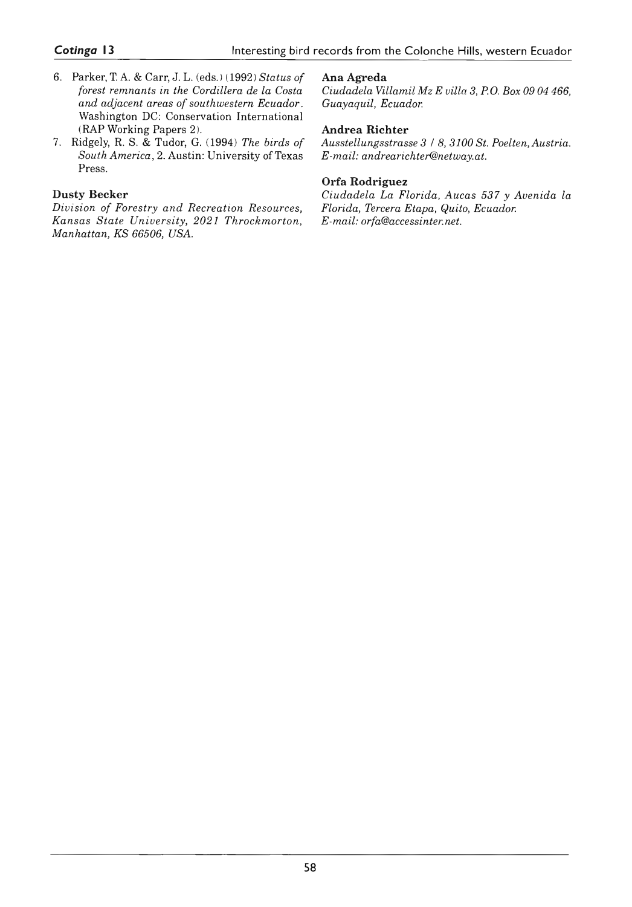6. Parker, T. A. & Carr, J. L. (eds.) (1992) *Status of forest remnants in the Cordillera de la Costa and adjacent areas of southwestern Ecuador*. Washington DC: Conservation International (RAP Working Papers 2).
7. Ridgely, R. S. & Tudor, G. (1994) *The birds of South America*, 2. Austin: University of Texas Press.

**Dusty Becker**
*Division of Forestry and Recreation Resources, Kansas State University, 2021 Throckmorton, Manhattan, KS 66506, USA.*

**Ana Agreda**
*Ciudadela Villamil Mz E villa 3, P.O. Box 09 04 466, Guayaquil, Ecuador.*

**Andrea Richter**
*Ausstellungsstrasse 3 / 8, 3100 St. Poelten, Austria. E-mail: andrearichter@netway.at.*

**Orfa Rodriguez**
*Ciudadela La Florida, Aucas 537 y Avenida la Florida, Tercera Etapa, Quito, Ecuador. E-mail: orfa@accessinter.net.*